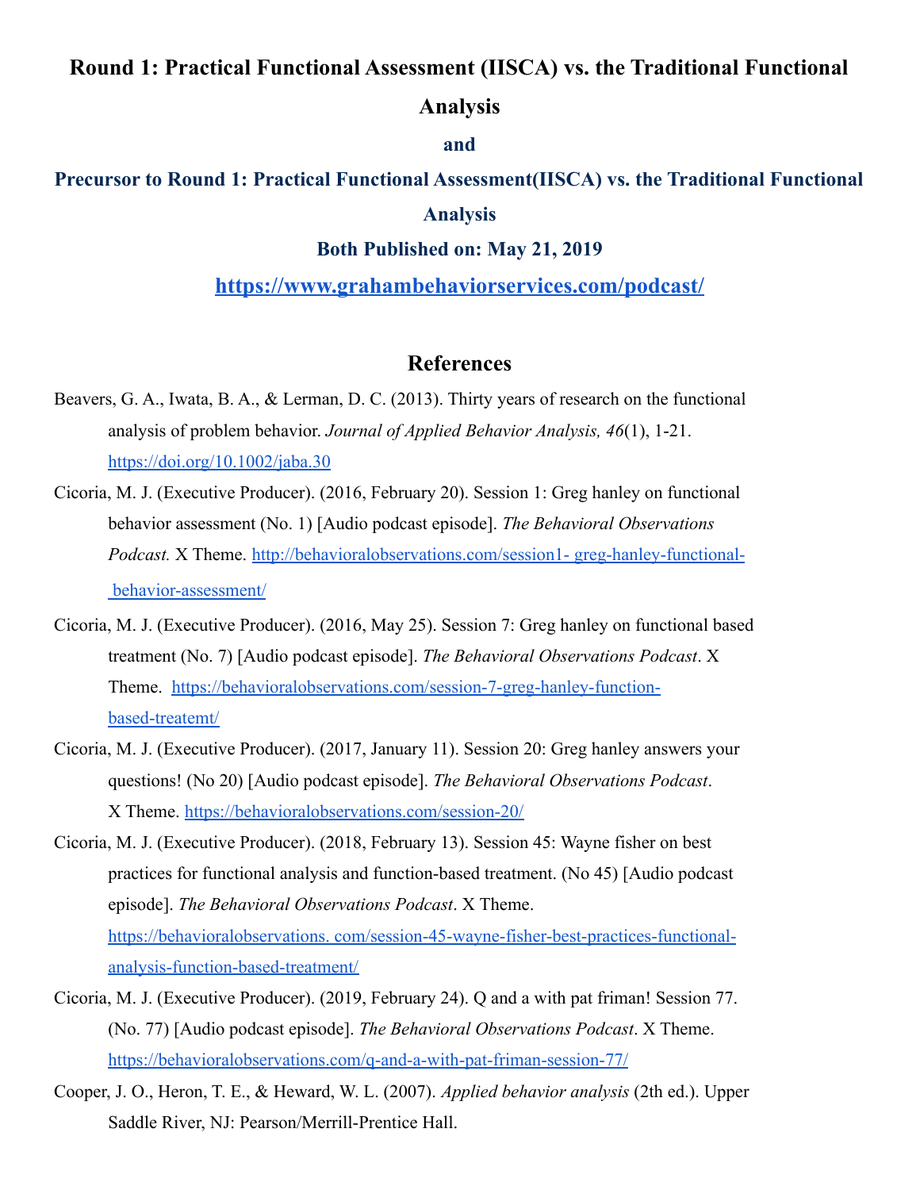# Round 1: Practical Functional Assessment (IISCA) vs. the Traditional Functional Analysis

**and**

## Precursor to Round 1: Practical Functional Assessment(IISCA) vs. the Traditional Functional Analysis

**Both Published on: May 21, 2019**

**https://www.grahambehaviorservices.com/podcast/**

## References

Beavers, G. A., Iwata, B. A., & Lerman, D. C. (2013). Thirty years of research on the functional analysis of problem behavior. *Journal of Applied Behavior Analysis, 46*(1), 1-21. https://doi.org/10.1002/jaba.30

Cicoria, M. J. (Executive Producer). (2016, February 20). Session 1: Greg hanley on functional behavior assessment (No. 1) [Audio podcast episode]. *The Behavioral Observations Podcast.* X Theme. http://behavioralobservations.com/session1- greg-hanley-functional- behavior-assessment/

Cicoria, M. J. (Executive Producer). (2016, May 25). Session 7: Greg hanley on functional based treatment (No. 7) [Audio podcast episode]. *The Behavioral Observations Podcast*. X Theme. https://behavioralobservations.com/session-7-greg-hanley-function-based-treatemt/

Cicoria, M. J. (Executive Producer). (2017, January 11). Session 20: Greg hanley answers your questions! (No 20) [Audio podcast episode]. *The Behavioral Observations Podcast*. X Theme. https://behavioralobservations.com/session-20/

Cicoria, M. J. (Executive Producer). (2018, February 13). Session 45: Wayne fisher on best practices for functional analysis and function-based treatment. (No 45) [Audio podcast episode]. *The Behavioral Observations Podcast*. X Theme. https://behavioralobservations. com/session-45-wayne-fisher-best-practices-functional-analysis-function-based-treatment/

Cicoria, M. J. (Executive Producer). (2019, February 24). Q and a with pat friman! Session 77. (No. 77) [Audio podcast episode]. *The Behavioral Observations Podcast*. X Theme. https://behavioralobservations.com/q-and-a-with-pat-friman-session-77/

Cooper, J. O., Heron, T. E., & Heward, W. L. (2007). *Applied behavior analysis* (2th ed.). Upper Saddle River, NJ: Pearson/Merrill-Prentice Hall.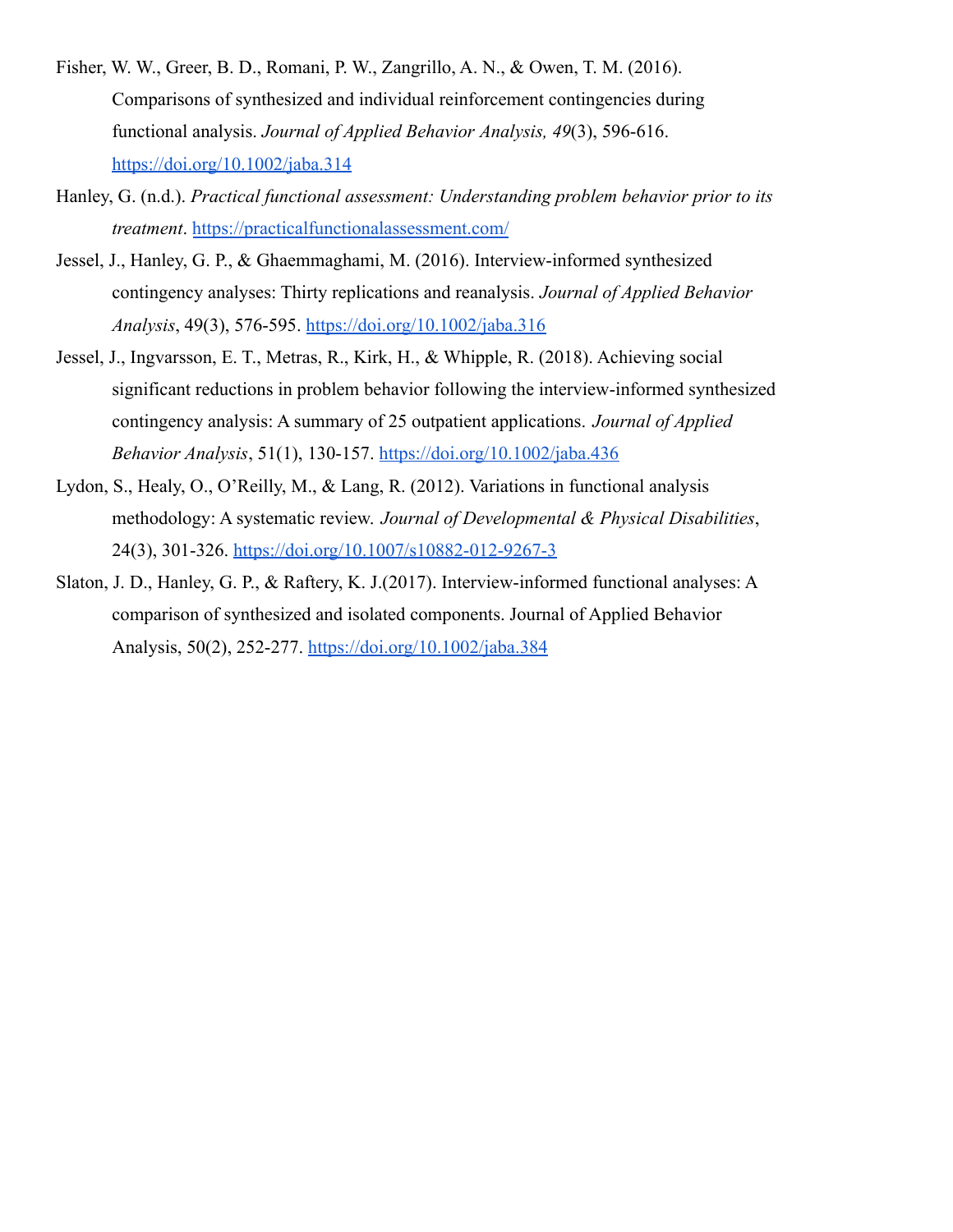Fisher, W. W., Greer, B. D., Romani, P. W., Zangrillo, A. N., & Owen, T. M. (2016). Comparisons of synthesized and individual reinforcement contingencies during functional analysis. *Journal of Applied Behavior Analysis, 49*(3), 596-616. https://doi.org/10.1002/jaba.314

Hanley, G. (n.d.). *Practical functional assessment: Understanding problem behavior prior to its treatment*. https://practicalfunctionalassessment.com/

Jessel, J., Hanley, G. P., & Ghaemmaghami, M. (2016). Interview-informed synthesized contingency analyses: Thirty replications and reanalysis. *Journal of Applied Behavior Analysis*, 49(3), 576-595. https://doi.org/10.1002/jaba.316

Jessel, J., Ingvarsson, E. T., Metras, R., Kirk, H., & Whipple, R. (2018). Achieving social significant reductions in problem behavior following the interview-informed synthesized contingency analysis: A summary of 25 outpatient applications. *Journal of Applied Behavior Analysis*, 51(1), 130-157. https://doi.org/10.1002/jaba.436

Lydon, S., Healy, O., O'Reilly, M., & Lang, R. (2012). Variations in functional analysis methodology: A systematic review. *Journal of Developmental & Physical Disabilities*, 24(3), 301-326. https://doi.org/10.1007/s10882-012-9267-3

Slaton, J. D., Hanley, G. P., & Raftery, K. J.(2017). Interview-informed functional analyses: A comparison of synthesized and isolated components. Journal of Applied Behavior Analysis, 50(2), 252-277. https://doi.org/10.1002/jaba.384